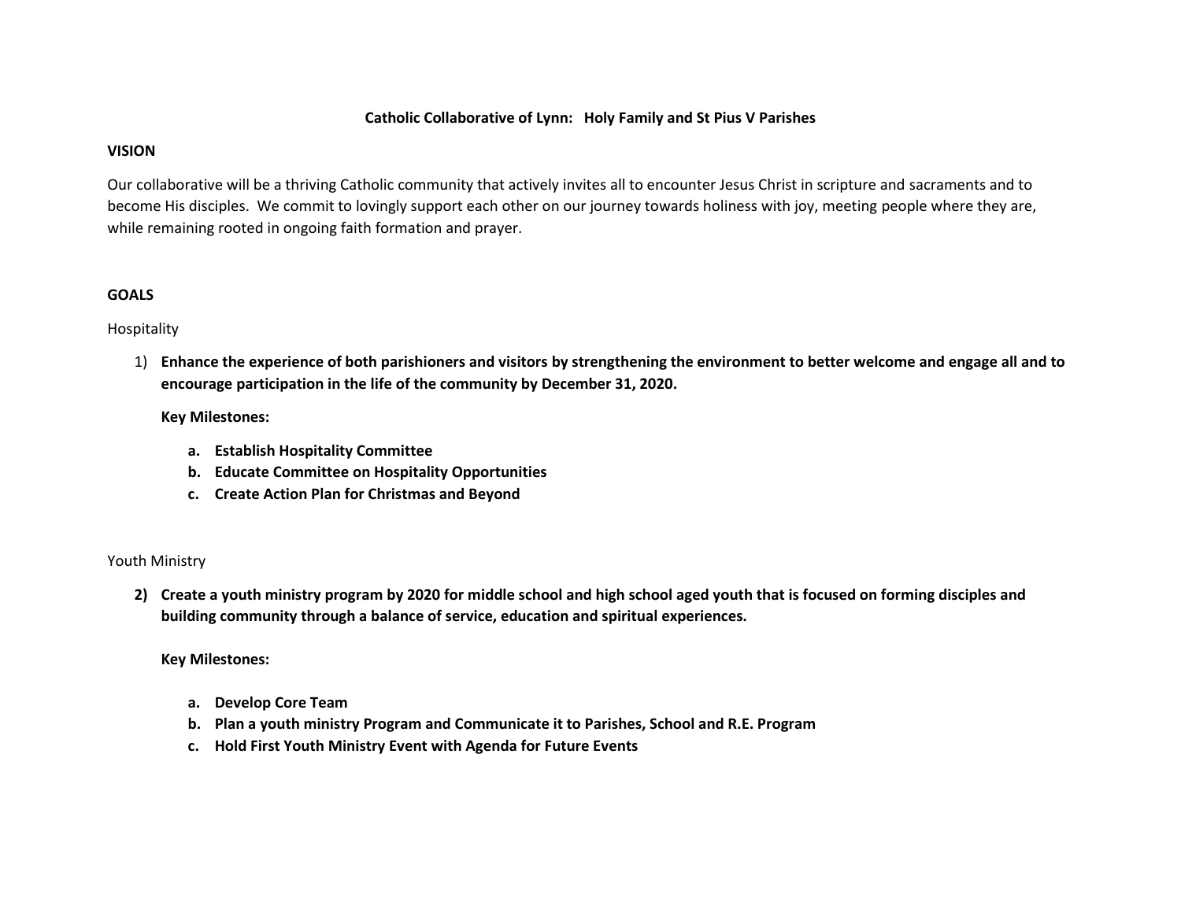**Catholic Collaborative of Lynn: Holy Family and St Pius V Parishes**

**VISION**

Our collaborative will be a thriving Catholic community that actively invites all to encounter Jesus Christ in scripture and sacraments and to become His disciples. We commit to lovingly support each other on our journey towards holiness with joy, meeting people where they are, while remaining rooted in ongoing faith formation and prayer.

**GOALS**

Hospitality

1) **Enhance the experience of both parishioners and visitors by strengthening the environment to better welcome and engage all and to encourage participation in the life of the community by December 31, 2020.**

   **Key Milestones:**

   a. **Establish Hospitality Committee**
   b. **Educate Committee on Hospitality Opportunities**
   c. **Create Action Plan for Christmas and Beyond**

Youth Ministry

2) **Create a youth ministry program by 2020 for middle school and high school aged youth that is focused on forming disciples and building community through a balance of service, education and spiritual experiences.**

   **Key Milestones:**

   a. **Develop Core Team**
   b. **Plan a youth ministry Program and Communicate it to Parishes, School and R.E. Program**
   c. **Hold First Youth Ministry Event with Agenda for Future Events**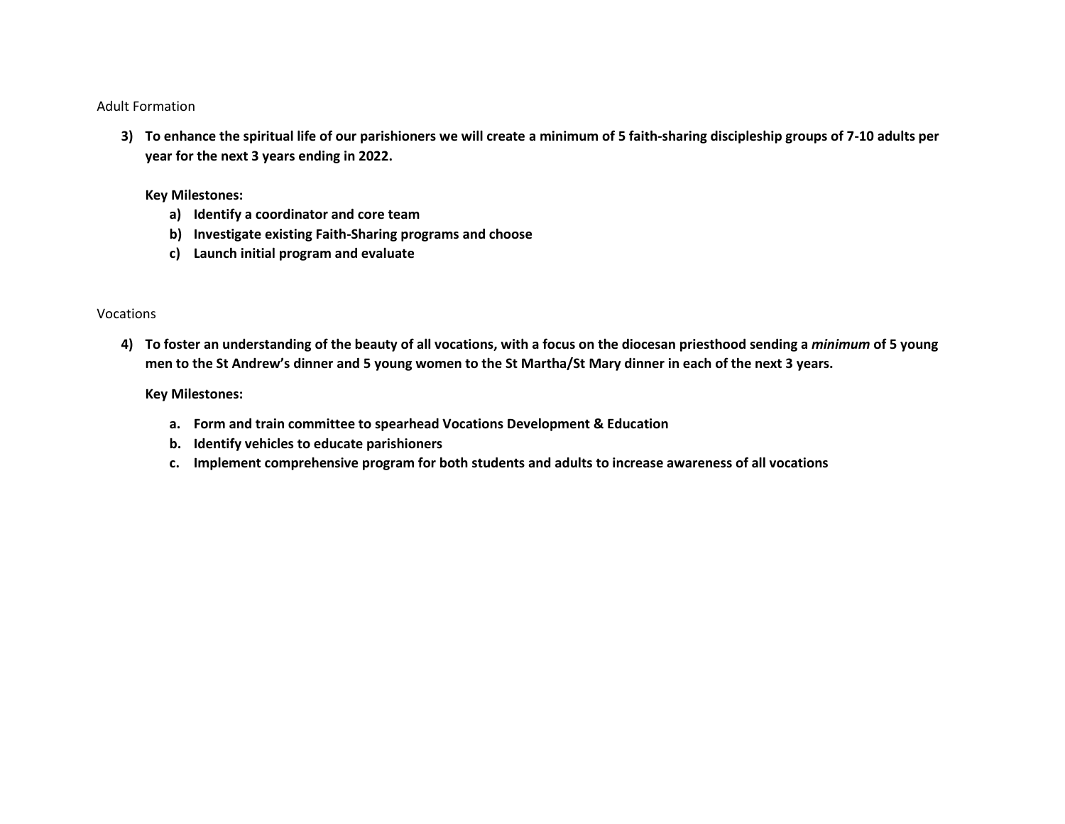Adult Formation

3) **To enhance the spiritual life of our parishioners we will create a minimum of 5 faith-sharing discipleship groups of 7-10 adults per year for the next 3 years ending in 2022.**

   **Key Milestones:**

   a) **Identify a coordinator and core team**
   b) **Investigate existing Faith-Sharing programs and choose**
   c) **Launch initial program and evaluate**

Vocations

4) **To foster an understanding of the beauty of all vocations, with a focus on the diocesan priesthood sending a *minimum* of 5 young men to the St Andrew's dinner and 5 young women to the St Martha/St Mary dinner in each of the next 3 years.**

   **Key Milestones:**

   a. **Form and train committee to spearhead Vocations Development & Education**
   b. **Identify vehicles to educate parishioners**
   c. **Implement comprehensive program for both students and adults to increase awareness of all vocations**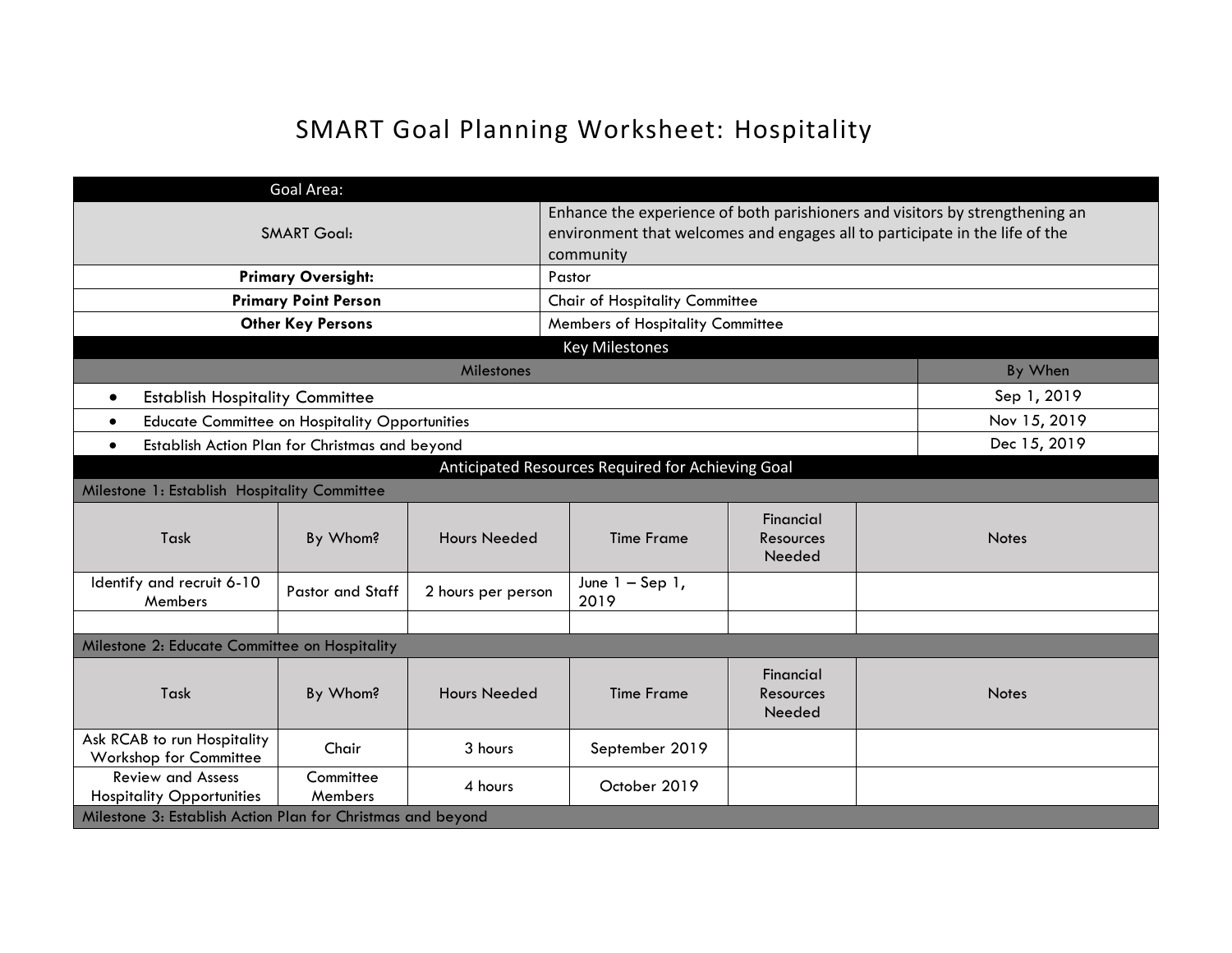# SMART Goal Planning Worksheet: Hospitality

| Goal Area: | |
|---|---|
| SMART Goal: | Enhance the experience of both parishioners and visitors by strengthening an environment that welcomes and engages all to participate in the life of the community |
| **Primary Oversight:** | Pastor |
| **Primary Point Person** | Chair of Hospitality Committee |
| **Other Key Persons** | Members of Hospitality Committee |

**Key Milestones**

| Milestones | By When |
|---|---|
| • Establish Hospitality Committee | Sep 1, 2019 |
| • Educate Committee on Hospitality Opportunities | Nov 15, 2019 |
| • Establish Action Plan for Christmas and beyond | Dec 15, 2019 |

**Anticipated Resources Required for Achieving Goal**

Milestone 1: Establish Hospitality Committee

| Task | By Whom? | Hours Needed | Time Frame | Financial Resources Needed | Notes |
|---|---|---|---|---|---|
| Identify and recruit 6-10 Members | Pastor and Staff | 2 hours per person | June 1 – Sep 1, 2019 | | |
| | | | | | |

Milestone 2: Educate Committee on Hospitality

| Task | By Whom? | Hours Needed | Time Frame | Financial Resources Needed | Notes |
|---|---|---|---|---|---|
| Ask RCAB to run Hospitality Workshop for Committee | Chair | 3 hours | September 2019 | | |
| Review and Assess Hospitality Opportunities | Committee Members | 4 hours | October 2019 | | |

Milestone 3: Establish Action Plan for Christmas and beyond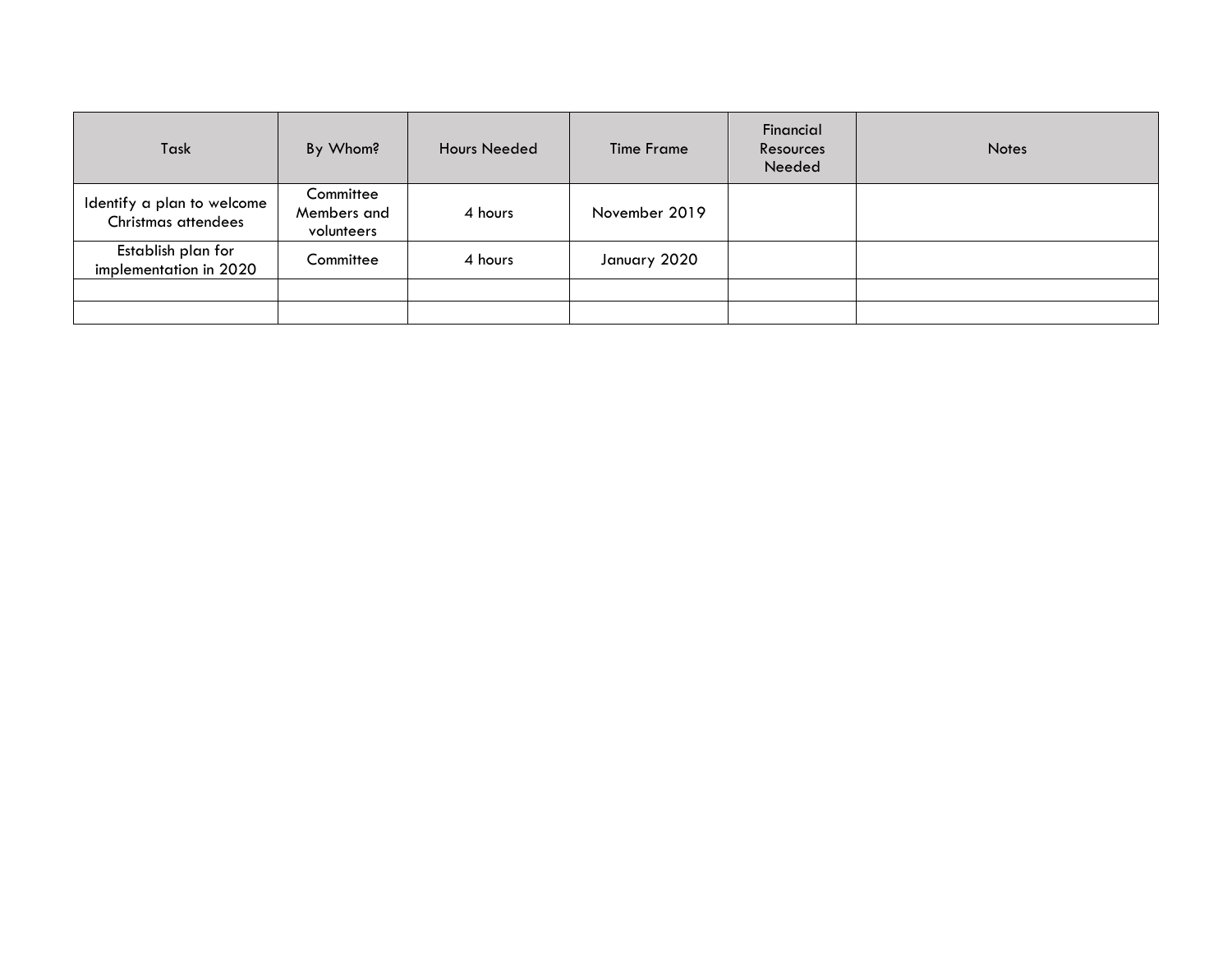| Task | By Whom? | Hours Needed | Time Frame | Financial Resources Needed | Notes |
|---|---|---|---|---|---|
| Identify a plan to welcome Christmas attendees | Committee Members and volunteers | 4 hours | November 2019 | | |
| Establish plan for implementation in 2020 | Committee | 4 hours | January 2020 | | |
| | | | | | |
| | | | | | |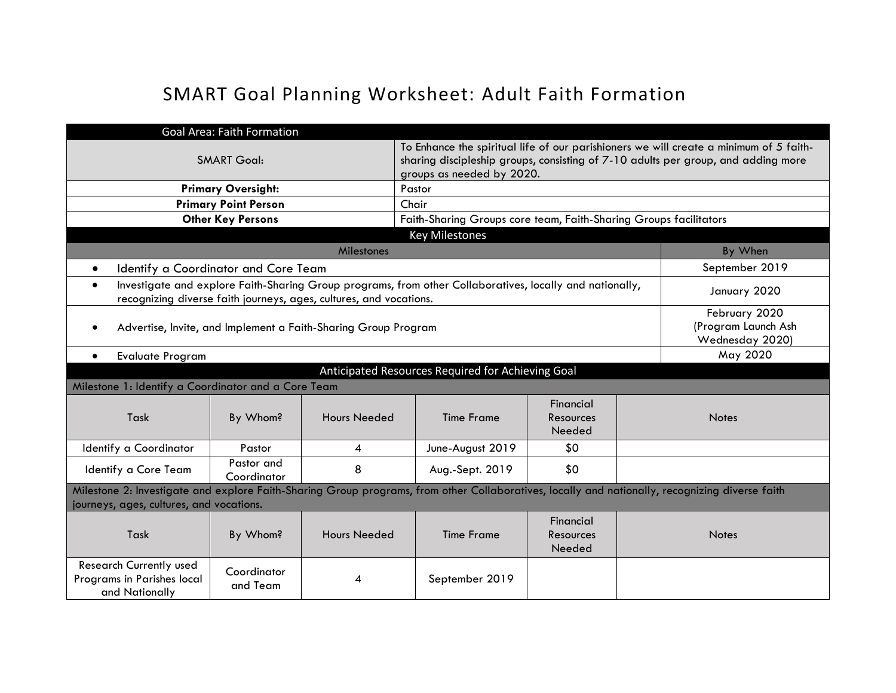# SMART Goal Planning Worksheet: Adult Faith Formation

| Goal Area: Faith Formation | |
|---|---|
| SMART Goal: | To Enhance the spiritual life of our parishioners we will create a minimum of 5 faith-sharing discipleship groups, consisting of 7-10 adults per group, and adding more groups as needed by 2020. |
| **Primary Oversight:** | Pastor |
| **Primary Point Person** | Chair |
| **Other Key Persons** | Faith-Sharing Groups core team, Faith-Sharing Groups facilitators |

**Key Milestones**

| Milestones | By When |
|---|---|
| • Identify a Coordinator and Core Team | September 2019 |
| • Investigate and explore Faith-Sharing Group programs, from other Collaboratives, locally and nationally, recognizing diverse faith journeys, ages, cultures, and vocations. | January 2020 |
| • Advertise, Invite, and Implement a Faith-Sharing Group Program | February 2020 (Program Launch Ash Wednesday 2020) |
| • Evaluate Program | May 2020 |

**Anticipated Resources Required for Achieving Goal**

Milestone 1: Identify a Coordinator and a Core Team

| Task | By Whom? | Hours Needed | Time Frame | Financial Resources Needed | Notes |
|---|---|---|---|---|---|
| Identify a Coordinator | Pastor | 4 | June-August 2019 | $0 | |
| Identify a Core Team | Pastor and Coordinator | 8 | Aug.-Sept. 2019 | $0 | |

Milestone 2: Investigate and explore Faith-Sharing Group programs, from other Collaboratives, locally and nationally, recognizing diverse faith journeys, ages, cultures, and vocations.

| Task | By Whom? | Hours Needed | Time Frame | Financial Resources Needed | Notes |
|---|---|---|---|---|---|
| Research Currently used Programs in Parishes local and Nationally | Coordinator and Team | 4 | September 2019 | | |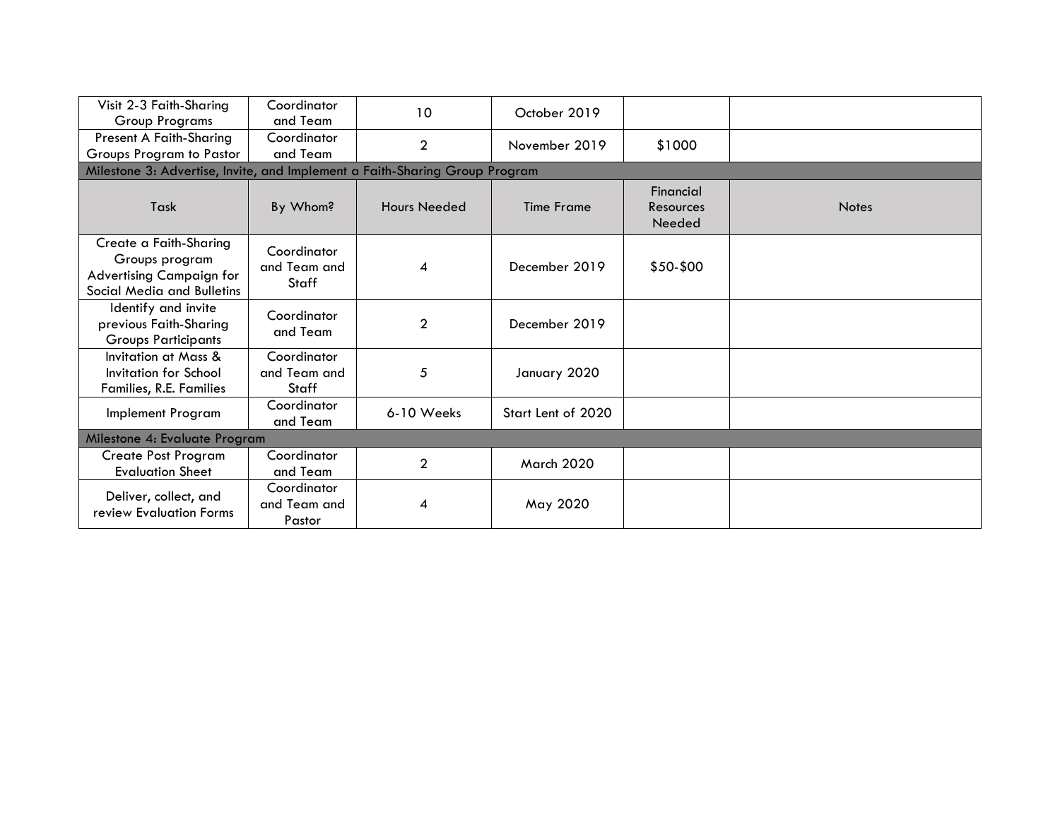| Visit 2-3 Faith-Sharing Group Programs | Coordinator and Team | 10 | October 2019 | | |
|---|---|---|---|---|---|
| Present A Faith-Sharing Groups Program to Pastor | Coordinator and Team | 2 | November 2019 | $1000 | |
| **Milestone 3: Advertise, Invite, and Implement a Faith-Sharing Group Program** | | | | | |
| Task | By Whom? | Hours Needed | Time Frame | Financial Resources Needed | Notes |
| Create a Faith-Sharing Groups program Advertising Campaign for Social Media and Bulletins | Coordinator and Team and Staff | 4 | December 2019 | $50-$00 | |
| Identify and invite previous Faith-Sharing Groups Participants | Coordinator and Team | 2 | December 2019 | | |
| Invitation at Mass & Invitation for School Families, R.E. Families | Coordinator and Team and Staff | 5 | January 2020 | | |
| Implement Program | Coordinator and Team | 6-10 Weeks | Start Lent of 2020 | | |
| **Milestone 4: Evaluate Program** | | | | | |
| Create Post Program Evaluation Sheet | Coordinator and Team | 2 | March 2020 | | |
| Deliver, collect, and review Evaluation Forms | Coordinator and Team and Pastor | 4 | May 2020 | | |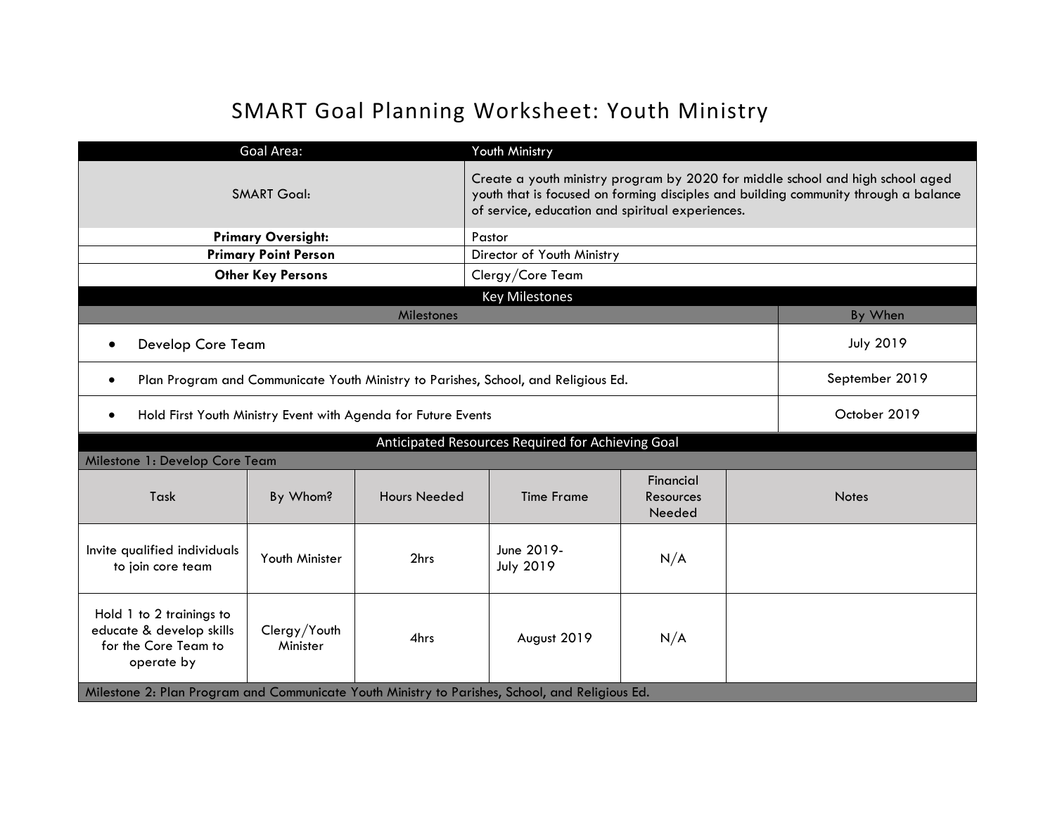# SMART Goal Planning Worksheet: Youth Ministry

| Goal Area: | Youth Ministry |
|---|---|
| SMART Goal: | Create a youth ministry program by 2020 for middle school and high school aged youth that is focused on forming disciples and building community through a balance of service, education and spiritual experiences. |
| **Primary Oversight:** | Pastor |
| **Primary Point Person** | Director of Youth Ministry |
| **Other Key Persons** | Clergy/Core Team |

## Key Milestones

| Milestones | By When |
|---|---|
| • Develop Core Team | July 2019 |
| • Plan Program and Communicate Youth Ministry to Parishes, School, and Religious Ed. | September 2019 |
| • Hold First Youth Ministry Event with Agenda for Future Events | October 2019 |

## Anticipated Resources Required for Achieving Goal

**Milestone 1: Develop Core Team**

| Task | By Whom? | Hours Needed | Time Frame | Financial Resources Needed | Notes |
|---|---|---|---|---|---|
| Invite qualified individuals to join core team | Youth Minister | 2hrs | June 2019- July 2019 | N/A | |
| Hold 1 to 2 trainings to educate & develop skills for the Core Team to operate by | Clergy/Youth Minister | 4hrs | August 2019 | N/A | |

**Milestone 2: Plan Program and Communicate Youth Ministry to Parishes, School, and Religious Ed.**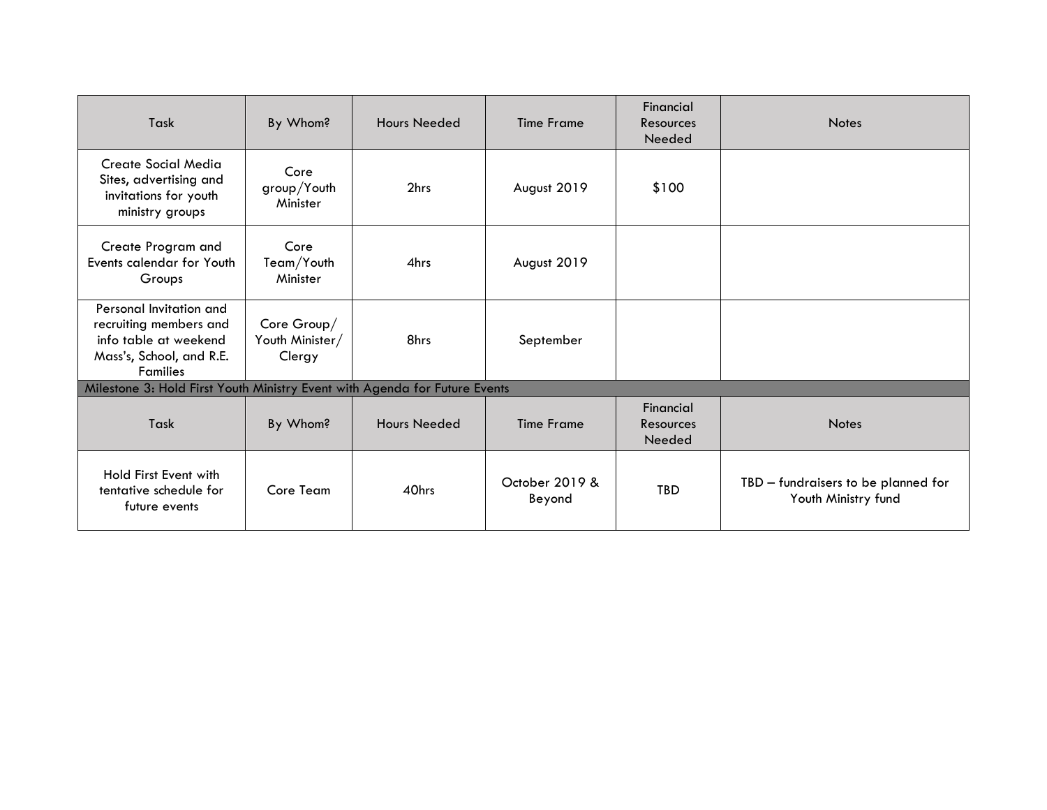| Task | By Whom? | Hours Needed | Time Frame | Financial Resources Needed | Notes |
|---|---|---|---|---|---|
| Create Social Media Sites, advertising and invitations for youth ministry groups | Core group/Youth Minister | 2hrs | August 2019 | $100 | |
| Create Program and Events calendar for Youth Groups | Core Team/Youth Minister | 4hrs | August 2019 | | |
| Personal Invitation and recruiting members and info table at weekend Mass's, School, and R.E. Families | Core Group/ Youth Minister/ Clergy | 8hrs | September | | |
| Milestone 3: Hold First Youth Ministry Event with Agenda for Future Events | | | | | |
| Task | By Whom? | Hours Needed | Time Frame | Financial Resources Needed | Notes |
| Hold First Event with tentative schedule for future events | Core Team | 40hrs | October 2019 & Beyond | TBD | TBD – fundraisers to be planned for Youth Ministry fund |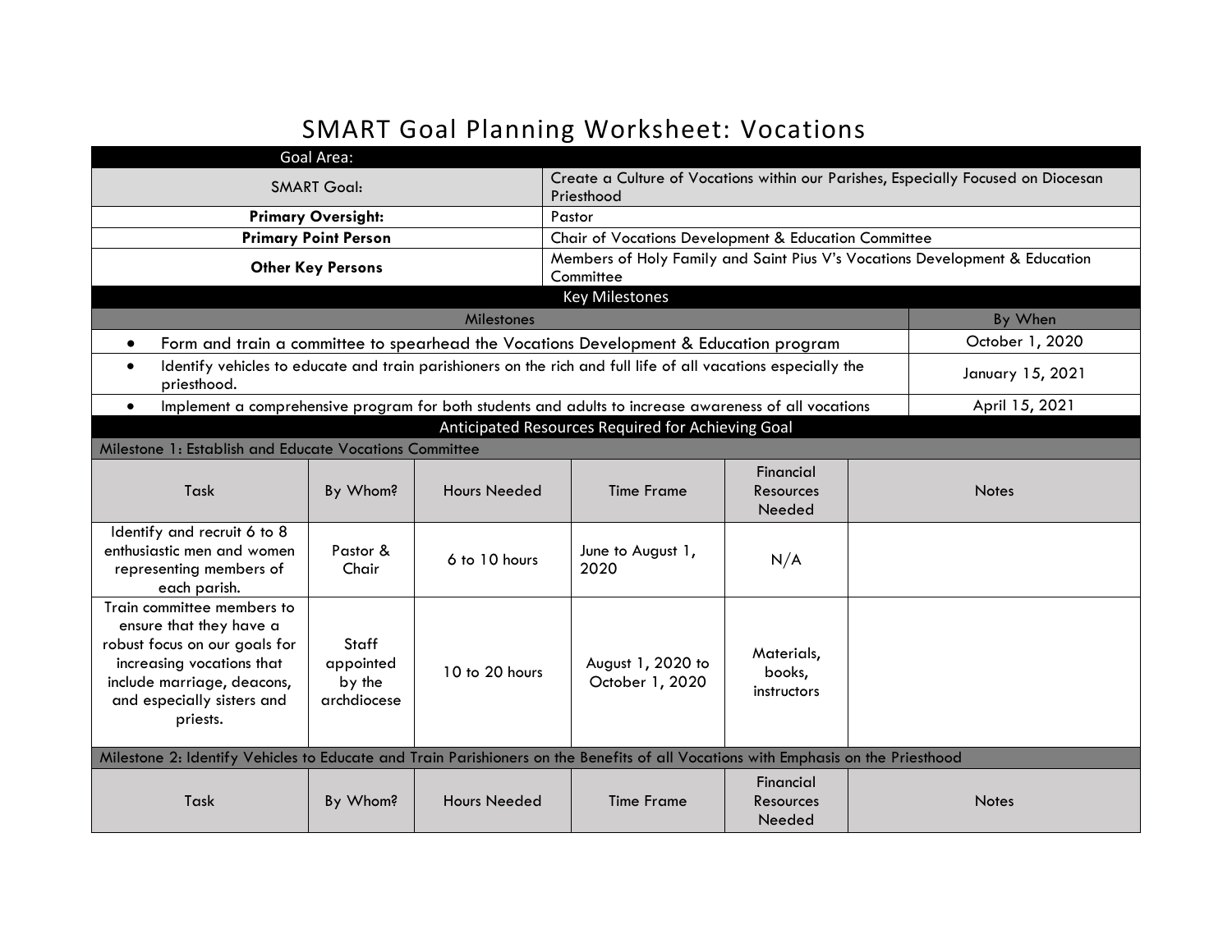# SMART Goal Planning Worksheet: Vocations

| Goal Area: | |
|---|---|
| SMART Goal: | Create a Culture of Vocations within our Parishes, Especially Focused on Diocesan Priesthood |
| **Primary Oversight:** | Pastor |
| **Primary Point Person** | Chair of Vocations Development & Education Committee |
| **Other Key Persons** | Members of Holy Family and Saint Pius V's Vocations Development & Education Committee |

**Key Milestones**

| Milestones | By When |
|---|---|
| • Form and train a committee to spearhead the Vocations Development & Education program | October 1, 2020 |
| • Identify vehicles to educate and train parishioners on the rich and full life of all vacations especially the priesthood. | January 15, 2021 |
| • Implement a comprehensive program for both students and adults to increase awareness of all vocations | April 15, 2021 |

**Anticipated Resources Required for Achieving Goal**

**Milestone 1: Establish and Educate Vocations Committee**

| Task | By Whom? | Hours Needed | Time Frame | Financial Resources Needed | Notes |
|---|---|---|---|---|---|
| Identify and recruit 6 to 8 enthusiastic men and women representing members of each parish. | Pastor & Chair | 6 to 10 hours | June to August 1, 2020 | N/A | |
| Train committee members to ensure that they have a robust focus on our goals for increasing vocations that include marriage, deacons, and especially sisters and priests. | Staff appointed by the archdiocese | 10 to 20 hours | August 1, 2020 to October 1, 2020 | Materials, books, instructors | |

**Milestone 2: Identify Vehicles to Educate and Train Parishioners on the Benefits of all Vocations with Emphasis on the Priesthood**

| Task | By Whom? | Hours Needed | Time Frame | Financial Resources Needed | Notes |
|---|---|---|---|---|---|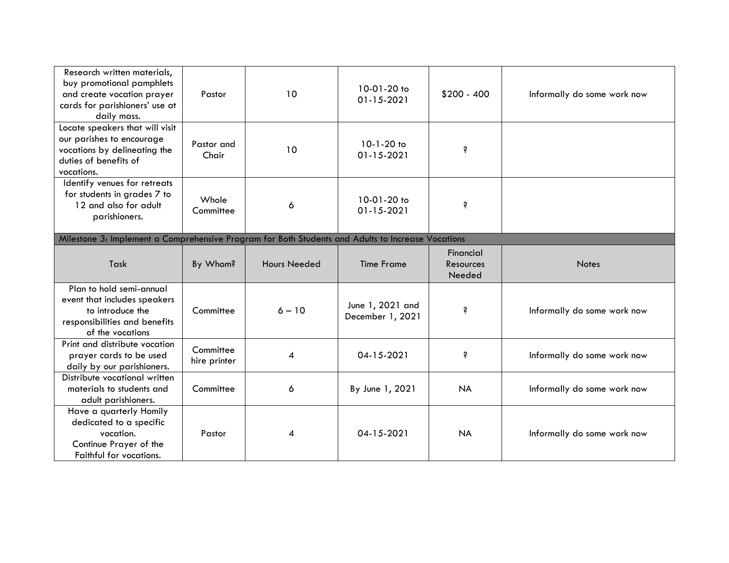| | | | | | |
|---|---|---|---|---|---|
| Research written materials, buy promotional pamphlets and create vocation prayer cards for parishioners' use at daily mass. | Pastor | 10 | 10-01-20 to 01-15-2021 | $200 - 400 | Informally do some work now |
| Locate speakers that will visit our parishes to encourage vocations by delineating the duties of benefits of vocations. | Pastor and Chair | 10 | 10-1-20 to 01-15-2021 | ? | |
| Identify venues for retreats for students in grades 7 to 12 and also for adult parishioners. | Whole Committee | 6 | 10-01-20 to 01-15-2021 | ? | |
| Milestone 3: Implement a Comprehensive Program for Both Students and Adults to Increase Vocations | | | | | |
| Task | By Whom? | Hours Needed | Time Frame | Financial Resources Needed | Notes |
| Plan to hold semi-annual event that includes speakers to introduce the responsibilities and benefits of the vocations | Committee | 6 – 10 | June 1, 2021 and December 1, 2021 | ? | Informally do some work now |
| Print and distribute vocation prayer cards to be used daily by our parishioners. | Committee hire printer | 4 | 04-15-2021 | ? | Informally do some work now |
| Distribute vocational written materials to students and adult parishioners. | Committee | 6 | By June 1, 2021 | NA | Informally do some work now |
| Have a quarterly Homily dedicated to a specific vocation. Continue Prayer of the Faithful for vocations. | Pastor | 4 | 04-15-2021 | NA | Informally do some work now |